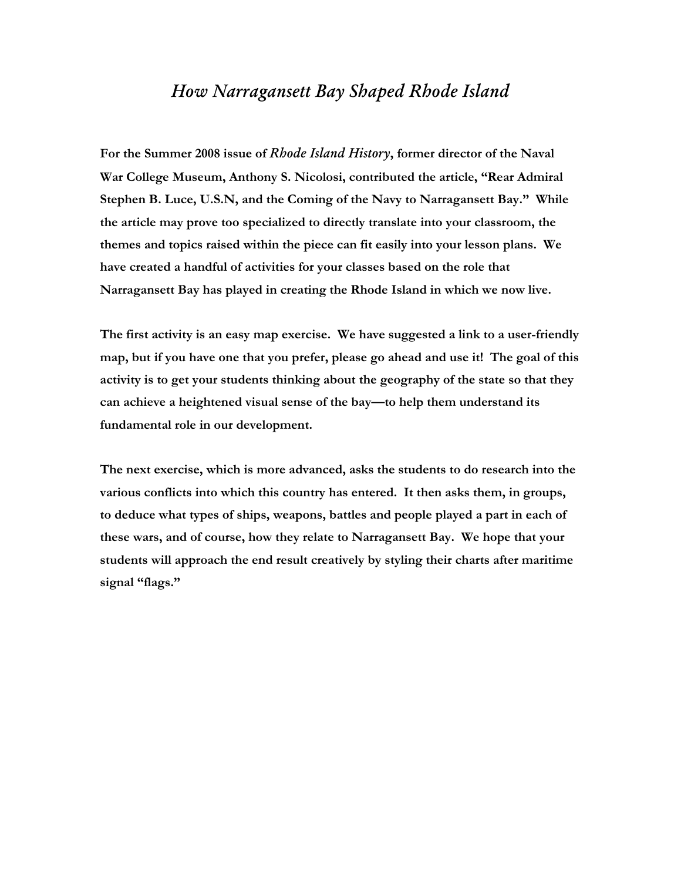# *How Narragansett Bay Shaped Rhode Island*

**For the Summer 2008 issue of *Rhode Island History*, former director of the Naval War College Museum, Anthony S. Nicolosi, contributed the article, "Rear Admiral Stephen B. Luce, U.S.N, and the Coming of the Navy to Narragansett Bay." While the article may prove too specialized to directly translate into your classroom, the themes and topics raised within the piece can fit easily into your lesson plans. We have created a handful of activities for your classes based on the role that Narragansett Bay has played in creating the Rhode Island in which we now live.**

**The first activity is an easy map exercise. We have suggested a link to a user-friendly map, but if you have one that you prefer, please go ahead and use it! The goal of this activity is to get your students thinking about the geography of the state so that they can achieve a heightened visual sense of the bay—to help them understand its fundamental role in our development.**

**The next exercise, which is more advanced, asks the students to do research into the various conflicts into which this country has entered. It then asks them, in groups, to deduce what types of ships, weapons, battles and people played a part in each of these wars, and of course, how they relate to Narragansett Bay. We hope that your students will approach the end result creatively by styling their charts after maritime signal "flags."**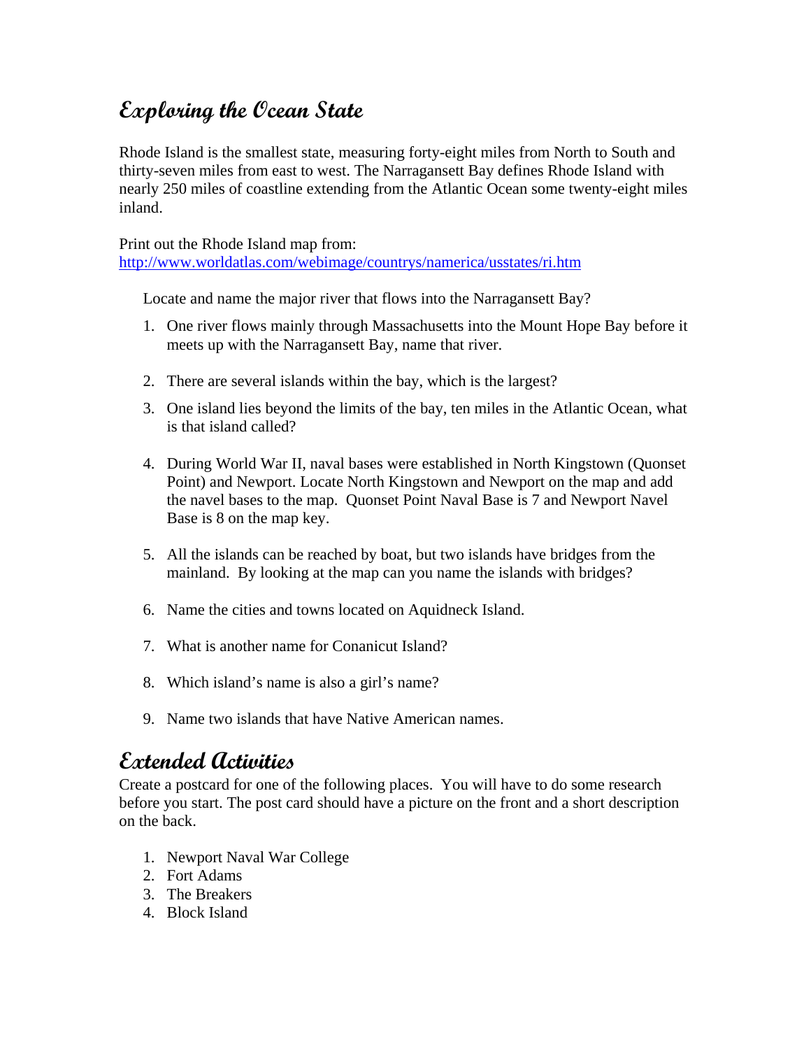# Exploring the Ocean State

Rhode Island is the smallest state, measuring forty-eight miles from North to South and thirty-seven miles from east to west. The Narragansett Bay defines Rhode Island with nearly 250 miles of coastline extending from the Atlantic Ocean some twenty-eight miles inland.

Print out the Rhode Island map from:
http://www.worldatlas.com/webimage/countrys/namerica/usstates/ri.htm

Locate and name the major river that flows into the Narragansett Bay?

1. One river flows mainly through Massachusetts into the Mount Hope Bay before it meets up with the Narragansett Bay, name that river.

2. There are several islands within the bay, which is the largest?

3. One island lies beyond the limits of the bay, ten miles in the Atlantic Ocean, what is that island called?

4. During World War II, naval bases were established in North Kingstown (Quonset Point) and Newport. Locate North Kingstown and Newport on the map and add the navel bases to the map. Quonset Point Naval Base is 7 and Newport Navel Base is 8 on the map key.

5. All the islands can be reached by boat, but two islands have bridges from the mainland. By looking at the map can you name the islands with bridges?

6. Name the cities and towns located on Aquidneck Island.

7. What is another name for Conanicut Island?

8. Which island's name is also a girl's name?

9. Name two islands that have Native American names.

# Extended Activities

Create a postcard for one of the following places. You will have to do some research before you start. The post card should have a picture on the front and a short description on the back.

1. Newport Naval War College
2. Fort Adams
3. The Breakers
4. Block Island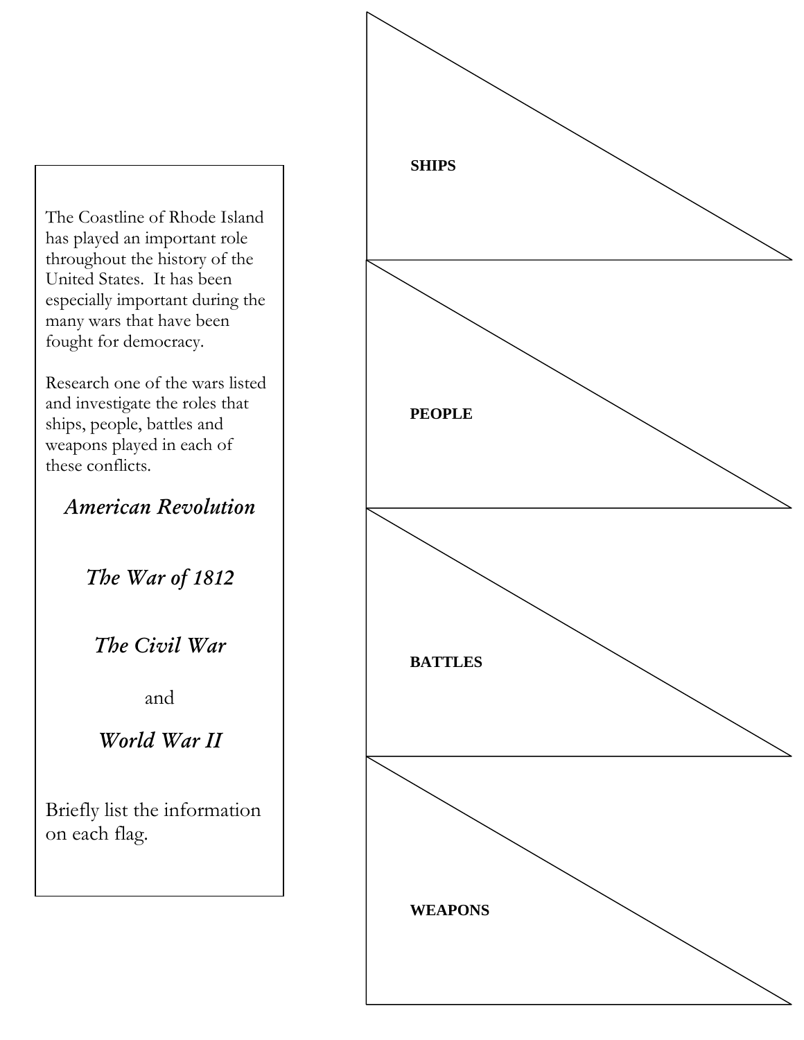The Coastline of Rhode Island has played an important role throughout the history of the United States. It has been especially important during the many wars that have been fought for democracy.

Research one of the wars listed and investigate the roles that ships, people, battles and weapons played in each of these conflicts.

*American Revolution*

*The War of 1812*

*The Civil War*

and

*World War II*

Briefly list the information on each flag.

**SHIPS**

**PEOPLE**

**BATTLES**

**WEAPONS**